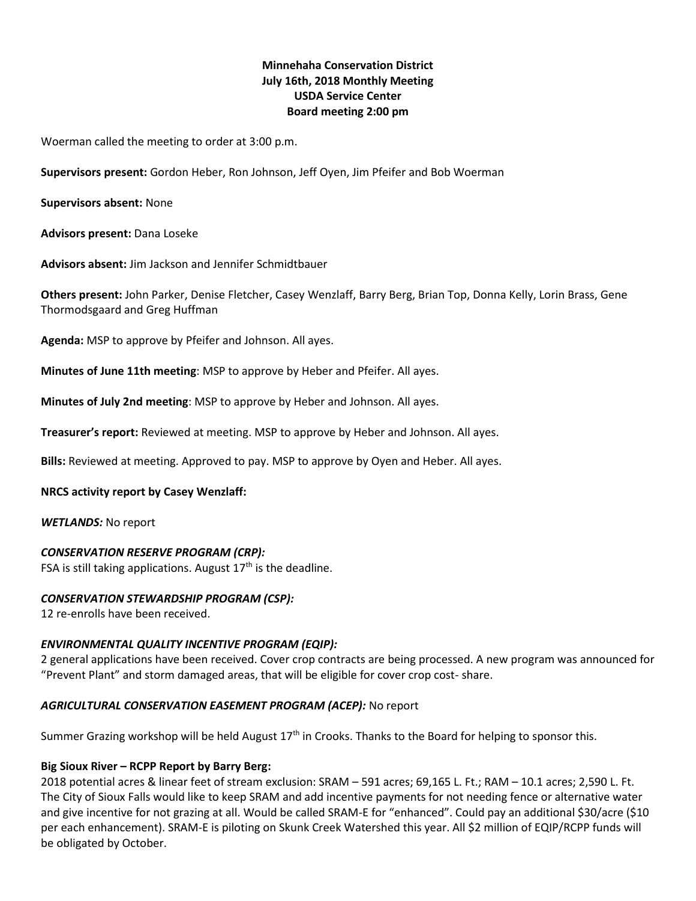**Minnehaha Conservation District**
**July 16th, 2018 Monthly Meeting**
**USDA Service Center**
**Board meeting 2:00 pm**

Woerman called the meeting to order at 3:00 p.m.

**Supervisors present:** Gordon Heber, Ron Johnson, Jeff Oyen, Jim Pfeifer and Bob Woerman

**Supervisors absent:** None

**Advisors present:** Dana Loseke

**Advisors absent:** Jim Jackson and Jennifer Schmidtbauer

**Others present:** John Parker, Denise Fletcher, Casey Wenzlaff, Barry Berg, Brian Top, Donna Kelly, Lorin Brass, Gene Thormodsgaard and Greg Huffman

**Agenda:** MSP to approve by Pfeifer and Johnson. All ayes.

**Minutes of June 11th meeting**: MSP to approve by Heber and Pfeifer. All ayes.

**Minutes of July 2nd meeting**: MSP to approve by Heber and Johnson. All ayes.

**Treasurer's report:** Reviewed at meeting. MSP to approve by Heber and Johnson. All ayes.

**Bills:** Reviewed at meeting. Approved to pay. MSP to approve by Oyen and Heber. All ayes.

**NRCS activity report by Casey Wenzlaff:**

***WETLANDS:*** No report

***CONSERVATION RESERVE PROGRAM (CRP):***
FSA is still taking applications. August 17th is the deadline.

***CONSERVATION STEWARDSHIP PROGRAM (CSP):***
12 re-enrolls have been received.

***ENVIRONMENTAL QUALITY INCENTIVE PROGRAM (EQIP):***
2 general applications have been received. Cover crop contracts are being processed. A new program was announced for "Prevent Plant" and storm damaged areas, that will be eligible for cover crop cost- share.

***AGRICULTURAL CONSERVATION EASEMENT PROGRAM (ACEP):*** No report

Summer Grazing workshop will be held August 17th in Crooks. Thanks to the Board for helping to sponsor this.

**Big Sioux River – RCPP Report by Barry Berg:**
2018 potential acres & linear feet of stream exclusion: SRAM – 591 acres; 69,165 L. Ft.; RAM – 10.1 acres; 2,590 L. Ft. The City of Sioux Falls would like to keep SRAM and add incentive payments for not needing fence or alternative water and give incentive for not grazing at all. Would be called SRAM-E for "enhanced". Could pay an additional $30/acre ($10 per each enhancement). SRAM-E is piloting on Skunk Creek Watershed this year. All $2 million of EQIP/RCPP funds will be obligated by October.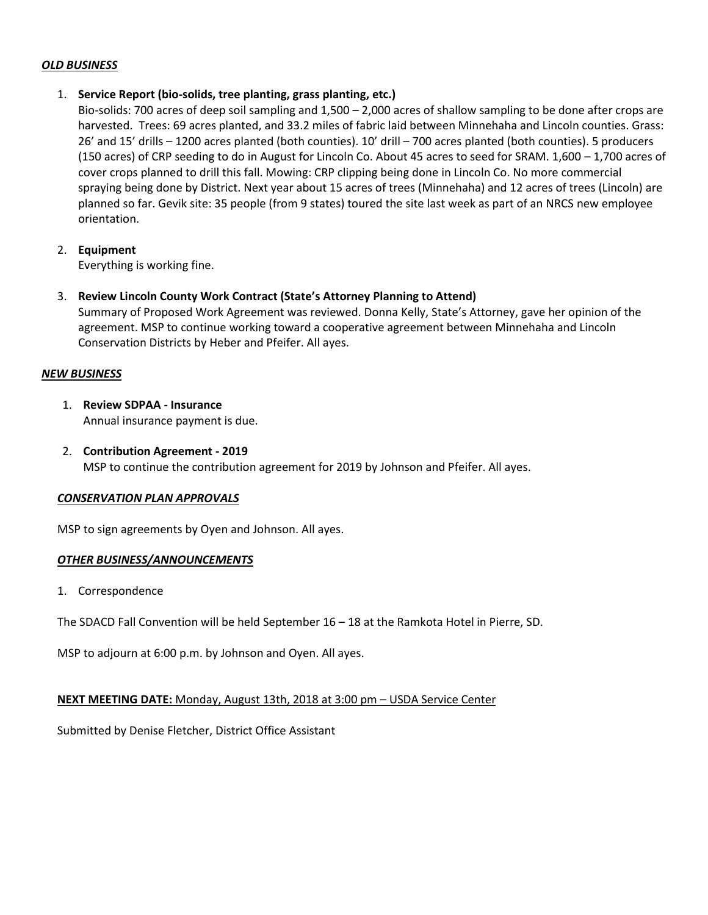***OLD BUSINESS***

1. **Service Report (bio-solids, tree planting, grass planting, etc.)**
   Bio-solids: 700 acres of deep soil sampling and 1,500 – 2,000 acres of shallow sampling to be done after crops are harvested. Trees: 69 acres planted, and 33.2 miles of fabric laid between Minnehaha and Lincoln counties. Grass: 26' and 15' drills – 1200 acres planted (both counties). 10' drill – 700 acres planted (both counties). 5 producers (150 acres) of CRP seeding to do in August for Lincoln Co. About 45 acres to seed for SRAM. 1,600 – 1,700 acres of cover crops planned to drill this fall. Mowing: CRP clipping being done in Lincoln Co. No more commercial spraying being done by District. Next year about 15 acres of trees (Minnehaha) and 12 acres of trees (Lincoln) are planned so far. Gevik site: 35 people (from 9 states) toured the site last week as part of an NRCS new employee orientation.

2. **Equipment**
   Everything is working fine.

3. **Review Lincoln County Work Contract (State's Attorney Planning to Attend)**
   Summary of Proposed Work Agreement was reviewed. Donna Kelly, State's Attorney, gave her opinion of the agreement. MSP to continue working toward a cooperative agreement between Minnehaha and Lincoln Conservation Districts by Heber and Pfeifer. All ayes.

***NEW BUSINESS***

1. **Review SDPAA - Insurance**
   Annual insurance payment is due.

2. **Contribution Agreement - 2019**
   MSP to continue the contribution agreement for 2019 by Johnson and Pfeifer. All ayes.

***CONSERVATION PLAN APPROVALS***

MSP to sign agreements by Oyen and Johnson. All ayes.

***OTHER BUSINESS/ANNOUNCEMENTS***

1. Correspondence

The SDACD Fall Convention will be held September 16 – 18 at the Ramkota Hotel in Pierre, SD.

MSP to adjourn at 6:00 p.m. by Johnson and Oyen. All ayes.

**NEXT MEETING DATE:** Monday, August 13th, 2018 at 3:00 pm – USDA Service Center

Submitted by Denise Fletcher, District Office Assistant